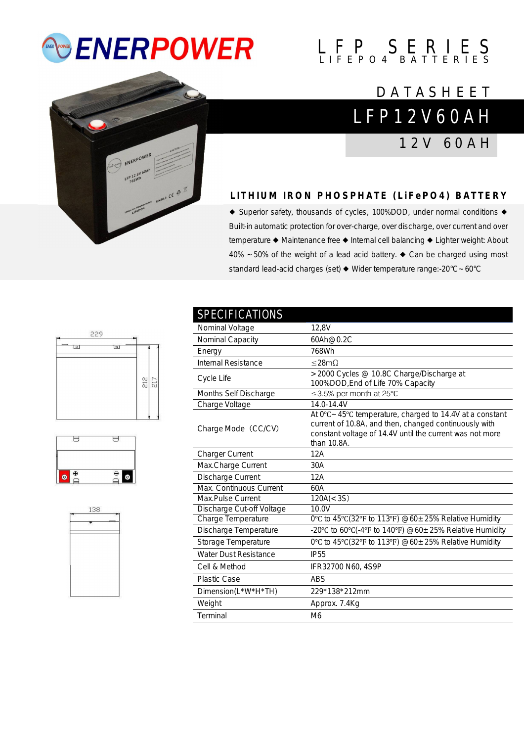# ENERPOWER

LFP SERIES
LIFEPO4 BATTERIES

DATASHEET

## LFP12V60AH

12V 60AH

### LITHIUM IRON PHOSPHATE (LiFePO4) BATTERY

◆ Superior safety, thousands of cycles, 100%DOD, under normal conditions ◆ Built-in automatic protection for over-charge, over discharge, over current and over temperature ◆ Maintenance free ◆ Internal cell balancing ◆ Lighter weight: About 40% ~50% of the weight of a lead acid battery. ◆ Can be charged using most standard lead-acid charges (set) ◆ Wider temperature range:-20℃~60℃

229

212

217

138

## SPECIFICATIONS

| SPECIFICATIONS | |
|---|---|
| Nominal Voltage | 12,8V |
| Nominal Capacity | 60Ah@ 0.2C |
| Energy | 768Wh |
| Internal Resistance | ≤28mΩ |
| Cycle Life | >2000 Cycles @ 10.8C Charge/Discharge at 100%DOD,End of Life 70% Capacity |
| Months Self Discharge | ≤3.5% per month at 25℃ |
| Charge Voltage | 14.0-14.4V |
| Charge Mode（CC/CV) | At 0℃~45℃ temperature, charged to 14.4V at a constant current of 10.8A, and then, changed continuously with constant voltage of 14.4V until the current was not more than 10.8A. |
| Charger Current | 12A |
| Max.Charge Current | 30A |
| Discharge Current | 12A |
| Max. Continuous Current | 60A |
| Max.Pulse Current | 120A(<3S) |
| Discharge Cut-off Voltage | 10.0V |
| Charge Temperature | 0℃ to 45℃(32℉ to 113℉) @60±25% Relative Humidity |
| Discharge Temperature | -20℃ to 60℃(-4℉ to 140℉) @60±25% Relative Humidity |
| Storage Temperature | 0℃ to 45℃(32℉ to 113℉) @60±25% Relative Humidity |
| Water Dust Resistance | IP55 |
| Cell & Method | IFR32700 N60, 4S9P |
| Plastic Case | ABS |
| Dimension(L*W*H*TH) | 229*138*212mm |
| Weight | Approx. 7.4Kg |
| Terminal | M6 |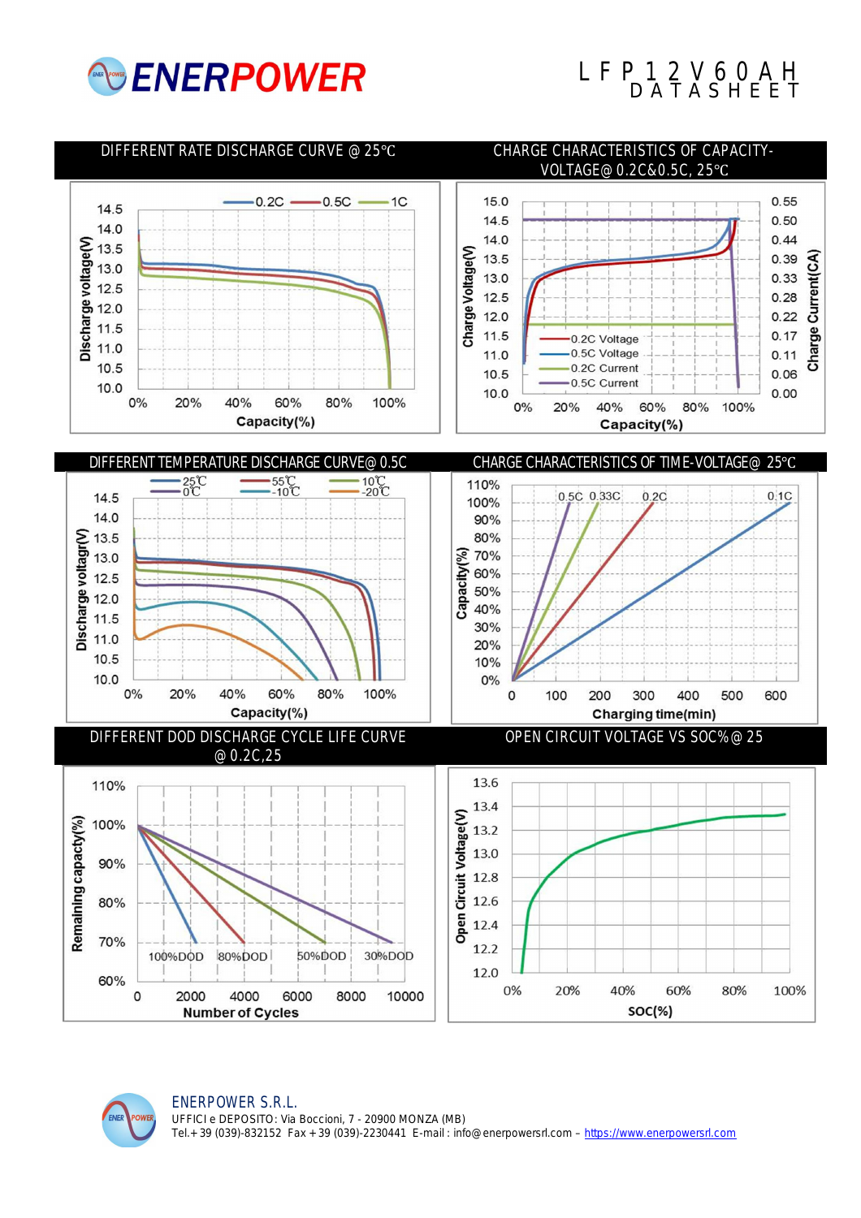## DIFFERENT RATE DISCHARGE CURVE @ 25℃

0.2C 0.5C 1C

Discharge voltage(V)

14.5
14.0
13.5
13.0
12.5
12.0
11.5
11.0
10.5
10.0

0% 20% 40% 60% 80% 100%

Capacity(%)

## CHARGE CHARACTERISTICS OF CAPACITY-VOLTAGE@ 0.2C&0.5C, 25℃

Charge Voltage(V)

15.0
14.5
14.0
13.5
13.0
12.5
12.0
11.5
11.0
10.5
10.0

0.2C Voltage
0.5C Voltage
0.2C Current
0.5C Current

Charge Current(CA)

0.55
0.50
0.44
0.39
0.33
0.28
0.22
0.17
0.11
0.06
0.00

0% 20% 40% 60% 80% 100%

Capacity(%)

## DIFFERENT TEMPERATURE DISCHARGE CURVE@ 0.5C

25℃ 55℃ 10℃
0℃ -10℃ -20℃

Discharge voltagr(V)

14.5
14.0
13.5
13.0
12.5
12.0
11.5
11.0
10.5
10.0

0% 20% 40% 60% 80% 100%

Capacity(%)

## CHARGE CHARACTERISTICS OF TIME-VOLTAGE@ 25℃

Capacity(%)

110%
100%
90%
80%
70%
60%
50%
40%
30%
20%
10%
0%

0.5C 0.33C 0.2C 0.1C

0 100 200 300 400 500 600

Charging time(min)

## DIFFERENT DOD DISCHARGE CYCLE LIFE CURVE @ 0.2C,25

Remaining capacity(%)

110%
100%
90%
80%
70%
60%

100%DOD 80%DOD 50%DOD 30%DOD

0 2000 4000 6000 8000 10000

Number of Cycles

## OPEN CIRCUIT VOLTAGE VS SOC% @ 25

Open Circuit Voltage(V)

13.6
13.4
13.2
13.0
12.8
12.6
12.4
12.2
12.0

0% 20% 40% 60% 80% 100%

SOC(%)